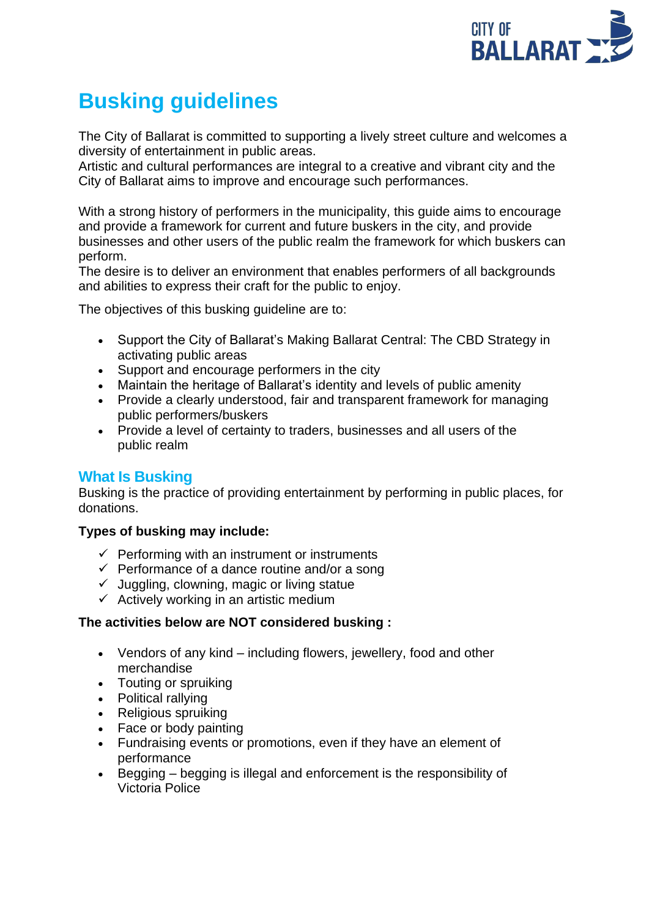# Busking guidelines

The City of Ballarat is committed to supporting a lively street culture and welcomes a diversity of entertainment in public areas.
Artistic and cultural performances are integral to a creative and vibrant city and the City of Ballarat aims to improve and encourage such performances.

With a strong history of performers in the municipality, this guide aims to encourage and provide a framework for current and future buskers in the city, and provide businesses and other users of the public realm the framework for which buskers can perform.
The desire is to deliver an environment that enables performers of all backgrounds and abilities to express their craft for the public to enjoy.

The objectives of this busking guideline are to:

- Support the City of Ballarat's Making Ballarat Central: The CBD Strategy in activating public areas
- Support and encourage performers in the city
- Maintain the heritage of Ballarat's identity and levels of public amenity
- Provide a clearly understood, fair and transparent framework for managing public performers/buskers
- Provide a level of certainty to traders, businesses and all users of the public realm

## What Is Busking

Busking is the practice of providing entertainment by performing in public places, for donations.

**Types of busking may include:**

- ✓ Performing with an instrument or instruments
- ✓ Performance of a dance routine and/or a song
- ✓ Juggling, clowning, magic or living statue
- ✓ Actively working in an artistic medium

**The activities below are NOT considered busking :**

- Vendors of any kind – including flowers, jewellery, food and other merchandise
- Touting or spruiking
- Political rallying
- Religious spruiking
- Face or body painting
- Fundraising events or promotions, even if they have an element of performance
- Begging – begging is illegal and enforcement is the responsibility of Victoria Police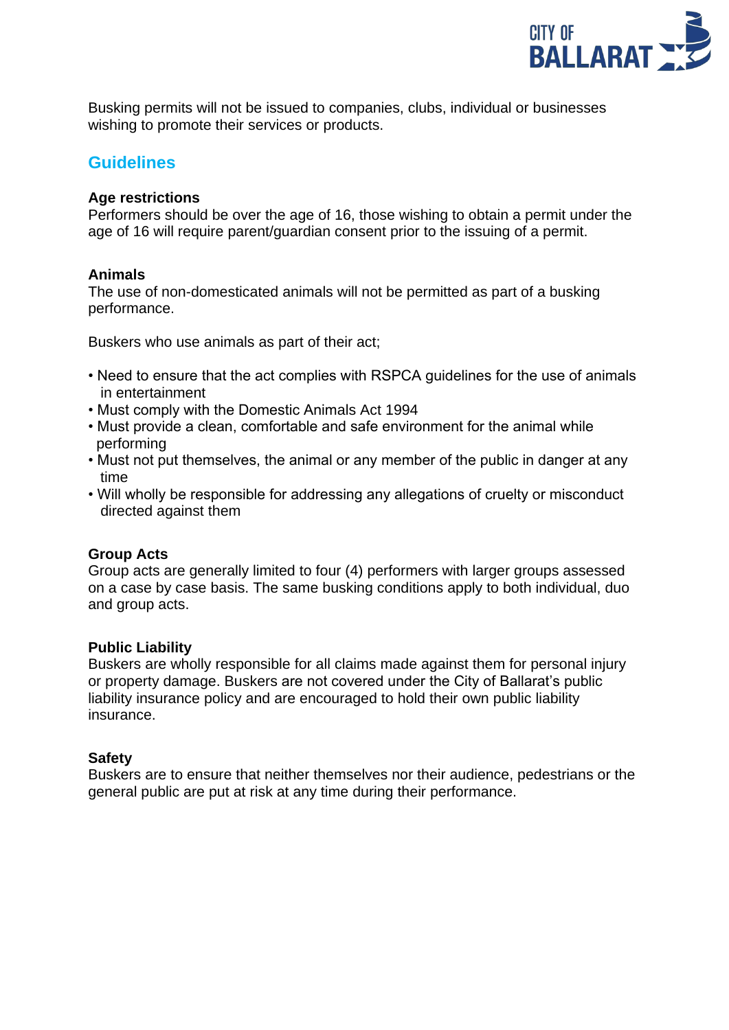Busking permits will not be issued to companies, clubs, individual or businesses wishing to promote their services or products.

## Guidelines

**Age restrictions**
Performers should be over the age of 16, those wishing to obtain a permit under the age of 16 will require parent/guardian consent prior to the issuing of a permit.

**Animals**
The use of non-domesticated animals will not be permitted as part of a busking performance.

Buskers who use animals as part of their act;

- Need to ensure that the act complies with RSPCA guidelines for the use of animals in entertainment
- Must comply with the Domestic Animals Act 1994
- Must provide a clean, comfortable and safe environment for the animal while performing
- Must not put themselves, the animal or any member of the public in danger at any time
- Will wholly be responsible for addressing any allegations of cruelty or misconduct directed against them

**Group Acts**
Group acts are generally limited to four (4) performers with larger groups assessed on a case by case basis. The same busking conditions apply to both individual, duo and group acts.

**Public Liability**
Buskers are wholly responsible for all claims made against them for personal injury or property damage. Buskers are not covered under the City of Ballarat's public liability insurance policy and are encouraged to hold their own public liability insurance.

**Safety**
Buskers are to ensure that neither themselves nor their audience, pedestrians or the general public are put at risk at any time during their performance.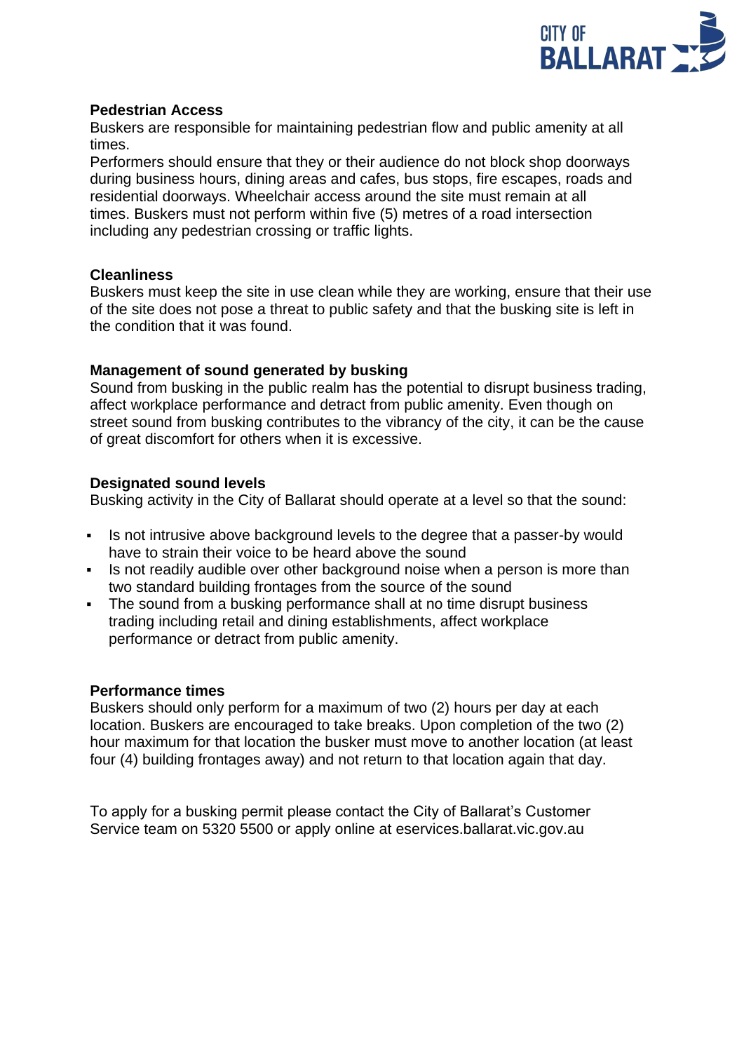### Pedestrian Access

Buskers are responsible for maintaining pedestrian flow and public amenity at all times.

Performers should ensure that they or their audience do not block shop doorways during business hours, dining areas and cafes, bus stops, fire escapes, roads and residential doorways. Wheelchair access around the site must remain at all times. Buskers must not perform within five (5) metres of a road intersection including any pedestrian crossing or traffic lights.

### Cleanliness

Buskers must keep the site in use clean while they are working, ensure that their use of the site does not pose a threat to public safety and that the busking site is left in the condition that it was found.

### Management of sound generated by busking

Sound from busking in the public realm has the potential to disrupt business trading, affect workplace performance and detract from public amenity. Even though on street sound from busking contributes to the vibrancy of the city, it can be the cause of great discomfort for others when it is excessive.

### Designated sound levels

Busking activity in the City of Ballarat should operate at a level so that the sound:

- Is not intrusive above background levels to the degree that a passer-by would have to strain their voice to be heard above the sound
- Is not readily audible over other background noise when a person is more than two standard building frontages from the source of the sound
- The sound from a busking performance shall at no time disrupt business trading including retail and dining establishments, affect workplace performance or detract from public amenity.

### Performance times

Buskers should only perform for a maximum of two (2) hours per day at each location. Buskers are encouraged to take breaks. Upon completion of the two (2) hour maximum for that location the busker must move to another location (at least four (4) building frontages away) and not return to that location again that day.

To apply for a busking permit please contact the City of Ballarat's Customer Service team on 5320 5500 or apply online at eservices.ballarat.vic.gov.au